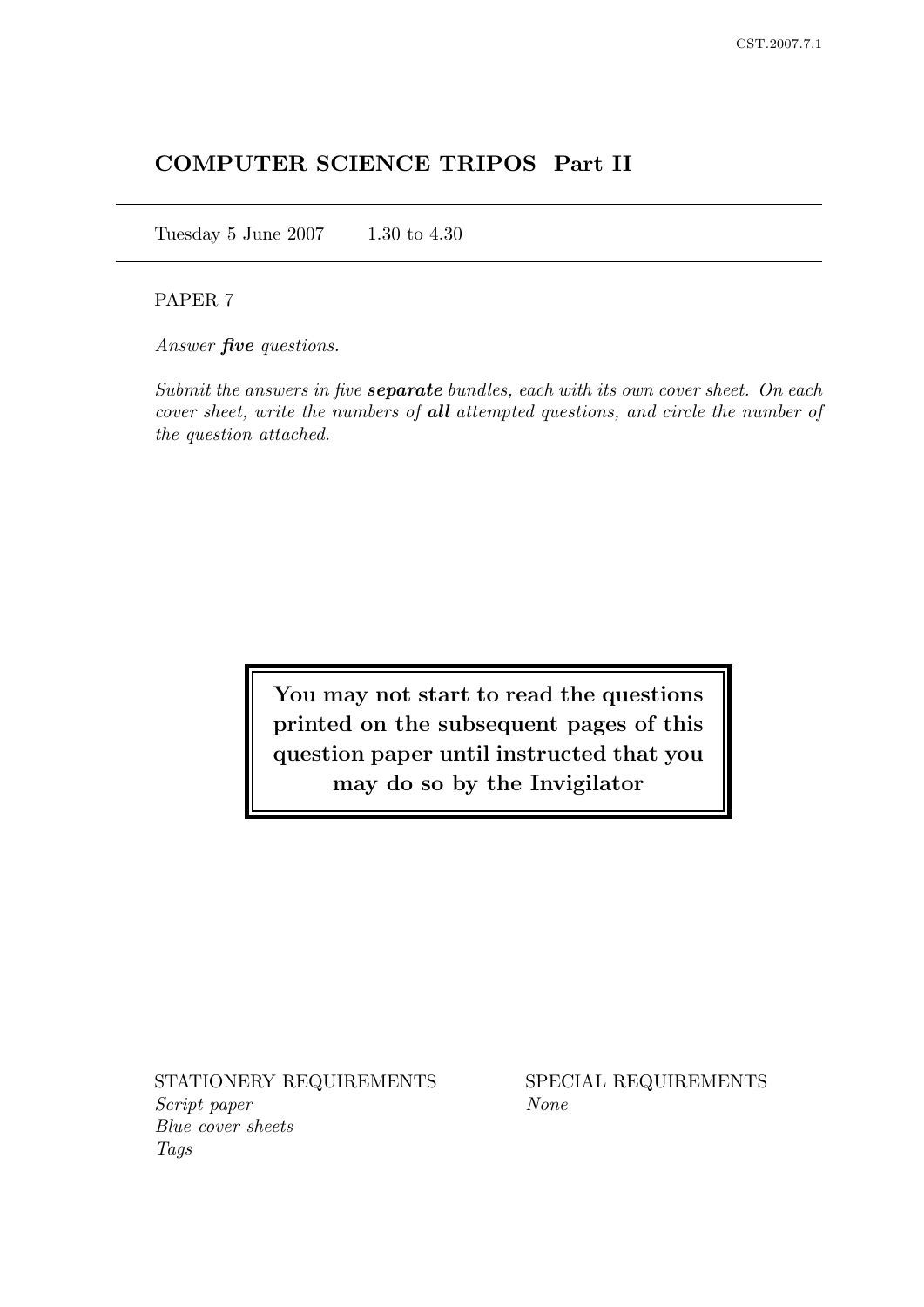# COMPUTER SCIENCE TRIPOS Part II

Tuesday 5 June 2007 1.30 to 4.30

PAPER 7

*Answer **five** questions.*

*Submit the answers in five **separate** bundles, each with its own cover sheet. On each cover sheet, write the numbers of **all** attempted questions, and circle the number of the question attached.*

**You may not start to read the questions printed on the subsequent pages of this question paper until instructed that you may do so by the Invigilator**

STATIONERY REQUIREMENTS
*Script paper*
*Blue cover sheets*
*Tags*

SPECIAL REQUIREMENTS
*None*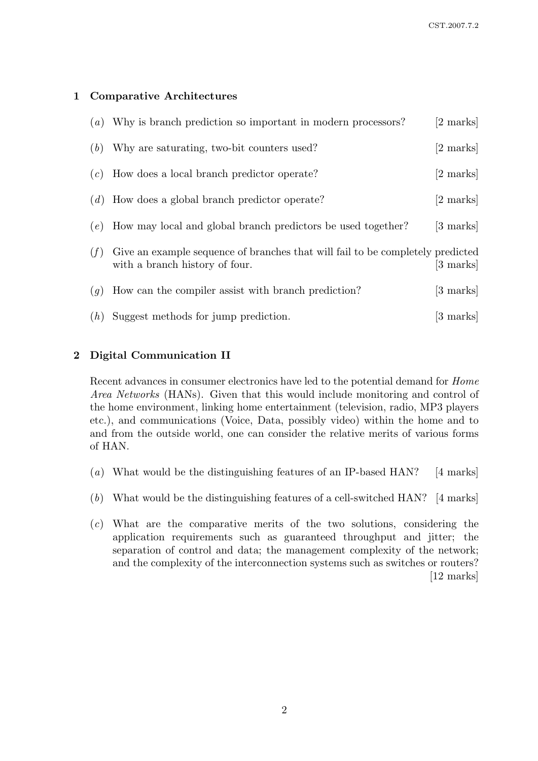## 1 Comparative Architectures

(*a*) Why is branch prediction so important in modern processors? [2 marks]

(*b*) Why are saturating, two-bit counters used? [2 marks]

(*c*) How does a local branch predictor operate? [2 marks]

(*d*) How does a global branch predictor operate? [2 marks]

(*e*) How may local and global branch predictors be used together? [3 marks]

(*f*) Give an example sequence of branches that will fail to be completely predicted with a branch history of four. [3 marks]

(*g*) How can the compiler assist with branch prediction? [3 marks]

(*h*) Suggest methods for jump prediction. [3 marks]

## 2 Digital Communication II

Recent advances in consumer electronics have led to the potential demand for *Home Area Networks* (HANs). Given that this would include monitoring and control of the home environment, linking home entertainment (television, radio, MP3 players etc.), and communications (Voice, Data, possibly video) within the home and to and from the outside world, one can consider the relative merits of various forms of HAN.

(*a*) What would be the distinguishing features of an IP-based HAN? [4 marks]

(*b*) What would be the distinguishing features of a cell-switched HAN? [4 marks]

(*c*) What are the comparative merits of the two solutions, considering the application requirements such as guaranteed throughput and jitter; the separation of control and data; the management complexity of the network; and the complexity of the interconnection systems such as switches or routers? [12 marks]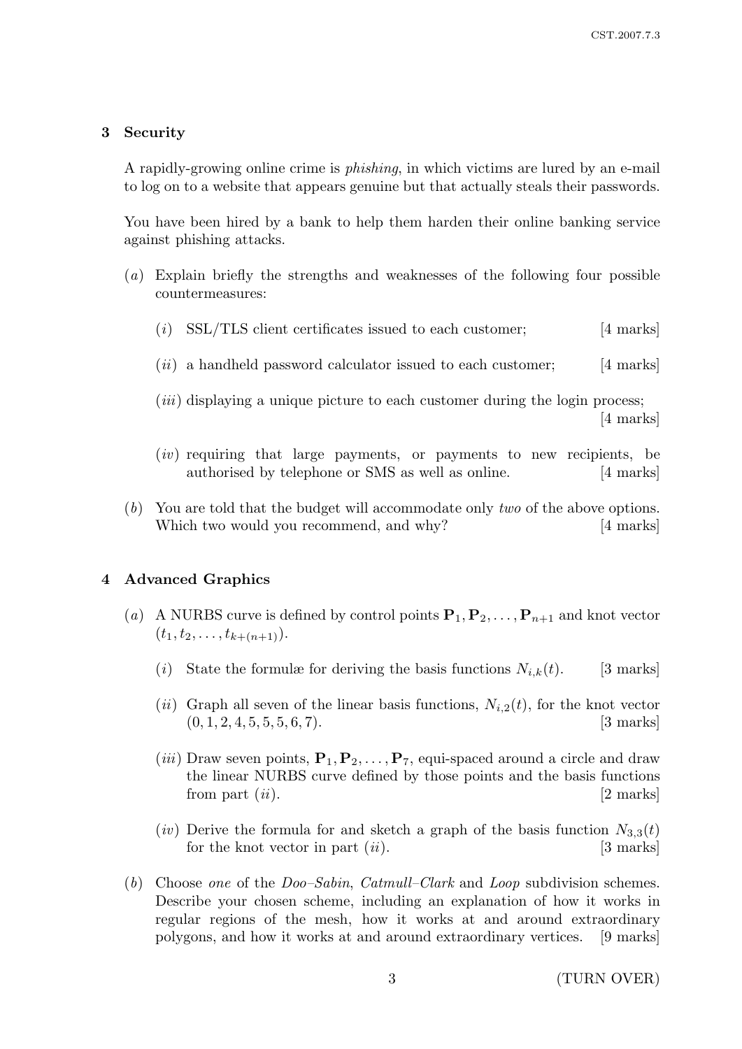## 3 Security

A rapidly-growing online crime is *phishing*, in which victims are lured by an e-mail to log on to a website that appears genuine but that actually steals their passwords.

You have been hired by a bank to help them harden their online banking service against phishing attacks.

(*a*) Explain briefly the strengths and weaknesses of the following four possible countermeasures:

(*i*) SSL/TLS client certificates issued to each customer; [4 marks]

(*ii*) a handheld password calculator issued to each customer; [4 marks]

(*iii*) displaying a unique picture to each customer during the login process; [4 marks]

(*iv*) requiring that large payments, or payments to new recipients, be authorised by telephone or SMS as well as online. [4 marks]

(*b*) You are told that the budget will accommodate only *two* of the above options. Which two would you recommend, and why? [4 marks]

## 4 Advanced Graphics

(*a*) A NURBS curve is defined by control points $\mathbf{P}_1, \mathbf{P}_2, \ldots, \mathbf{P}_{n+1}$ and knot vector $(t_1, t_2, \ldots, t_{k+(n+1)})$.

(*i*) State the formulæ for deriving the basis functions $N_{i,k}(t)$. [3 marks]

(*ii*) Graph all seven of the linear basis functions, $N_{i,2}(t)$, for the knot vector $(0, 1, 2, 4, 5, 5, 5, 6, 7)$. [3 marks]

(*iii*) Draw seven points, $\mathbf{P}_1, \mathbf{P}_2, \ldots, \mathbf{P}_7$, equi-spaced around a circle and draw the linear NURBS curve defined by those points and the basis functions from part (*ii*). [2 marks]

(*iv*) Derive the formula for and sketch a graph of the basis function $N_{3,3}(t)$ for the knot vector in part (*ii*). [3 marks]

(*b*) Choose *one* of the *Doo–Sabin*, *Catmull–Clark* and *Loop* subdivision schemes. Describe your chosen scheme, including an explanation of how it works in regular regions of the mesh, how it works at and around extraordinary polygons, and how it works at and around extraordinary vertices. [9 marks]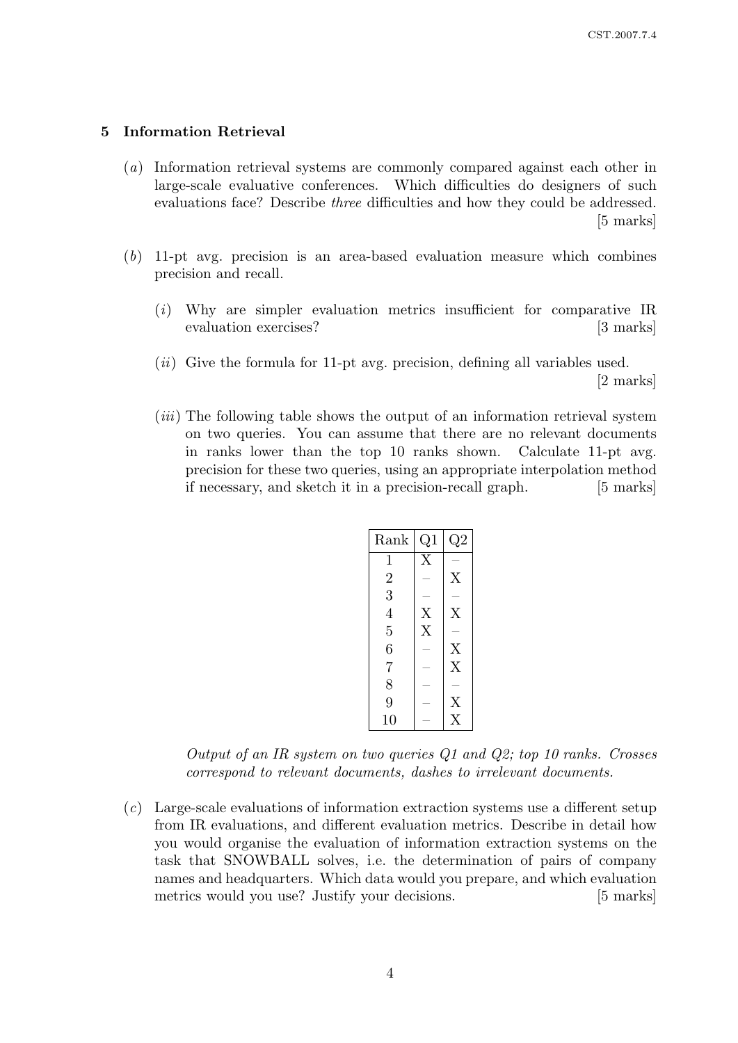## 5 Information Retrieval

(*a*) Information retrieval systems are commonly compared against each other in large-scale evaluative conferences. Which difficulties do designers of such evaluations face? Describe *three* difficulties and how they could be addressed. [5 marks]

(*b*) 11-pt avg. precision is an area-based evaluation measure which combines precision and recall.

(*i*) Why are simpler evaluation metrics insufficient for comparative IR evaluation exercises? [3 marks]

(*ii*) Give the formula for 11-pt avg. precision, defining all variables used. [2 marks]

(*iii*) The following table shows the output of an information retrieval system on two queries. You can assume that there are no relevant documents in ranks lower than the top 10 ranks shown. Calculate 11-pt avg. precision for these two queries, using an appropriate interpolation method if necessary, and sketch it in a precision-recall graph. [5 marks]

| Rank | Q1 | Q2 |
|---|---|---|
| 1 | X | – |
| 2 | – | X |
| 3 | – | – |
| 4 | X | X |
| 5 | X | – |
| 6 | – | X |
| 7 | – | X |
| 8 | – | – |
| 9 | – | X |
| 10 | – | X |

*Output of an IR system on two queries Q1 and Q2; top 10 ranks. Crosses correspond to relevant documents, dashes to irrelevant documents.*

(*c*) Large-scale evaluations of information extraction systems use a different setup from IR evaluations, and different evaluation metrics. Describe in detail how you would organise the evaluation of information extraction systems on the task that SNOWBALL solves, i.e. the determination of pairs of company names and headquarters. Which data would you prepare, and which evaluation metrics would you use? Justify your decisions. [5 marks]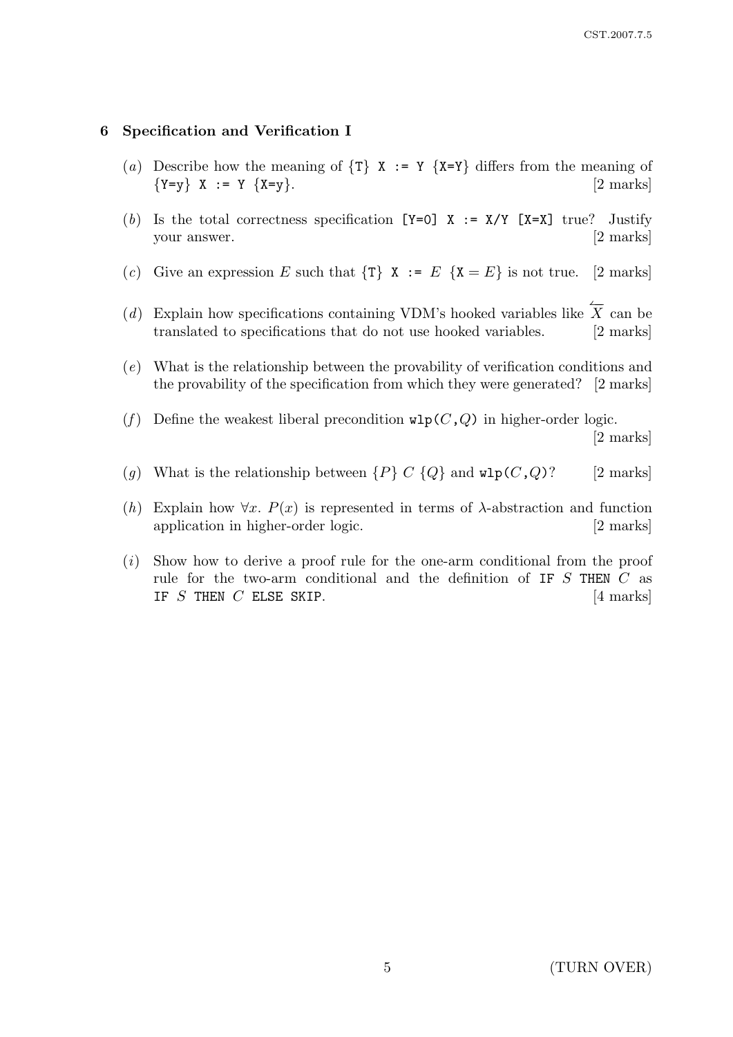## 6 Specification and Verification I

(*a*) Describe how the meaning of {T} `X := Y` {X=Y} differs from the meaning of {Y=y} `X := Y` {X=y}. [2 marks]

(*b*) Is the total correctness specification [Y=0] `X := X/Y` [X=X] true? Justify your answer. [2 marks]

(*c*) Give an expression $E$ such that {T} `X :=` $E$ {X = $E$} is not true. [2 marks]

(*d*) Explain how specifications containing VDM's hooked variables like $\overleftarrow{X}$ can be translated to specifications that do not use hooked variables. [2 marks]

(*e*) What is the relationship between the provability of verification conditions and the provability of the specification from which they were generated? [2 marks]

(*f*) Define the weakest liberal precondition `wlp`($C$,$Q$) in higher-order logic. [2 marks]

(*g*) What is the relationship between {$P$} $C$ {$Q$} and `wlp`($C$,$Q$)? [2 marks]

(*h*) Explain how $\forall x.\ P(x)$ is represented in terms of $\lambda$-abstraction and function application in higher-order logic. [2 marks]

(*i*) Show how to derive a proof rule for the one-arm conditional from the proof rule for the two-arm conditional and the definition of `IF` $S$ `THEN` $C$ as `IF` $S$ `THEN` $C$ `ELSE SKIP`. [4 marks]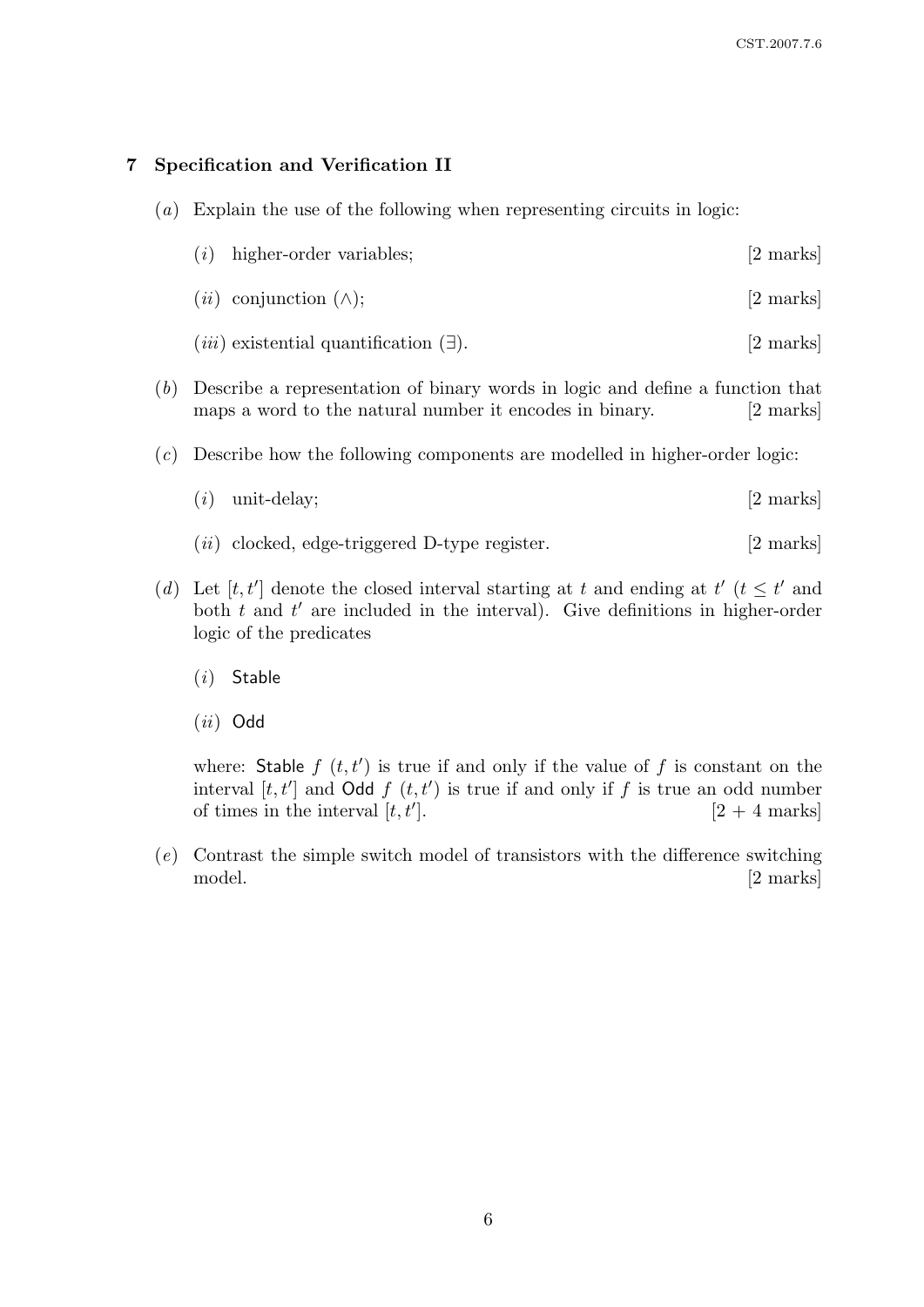## 7 Specification and Verification II

(*a*) Explain the use of the following when representing circuits in logic:

(*i*) higher-order variables; [2 marks]

(*ii*) conjunction ($\wedge$); [2 marks]

(*iii*) existential quantification ($\exists$). [2 marks]

(*b*) Describe a representation of binary words in logic and define a function that maps a word to the natural number it encodes in binary. [2 marks]

(*c*) Describe how the following components are modelled in higher-order logic:

(*i*) unit-delay; [2 marks]

(*ii*) clocked, edge-triggered D-type register. [2 marks]

(*d*) Let $[t, t']$ denote the closed interval starting at $t$ and ending at $t'$ ($t \leq t'$ and both $t$ and $t'$ are included in the interval). Give definitions in higher-order logic of the predicates

(*i*) Stable

(*ii*) Odd

where: Stable $f$ $(t, t')$ is true if and only if the value of $f$ is constant on the interval $[t, t']$ and Odd $f$ $(t, t')$ is true if and only if $f$ is true an odd number of times in the interval $[t, t']$. [2 + 4 marks]

(*e*) Contrast the simple switch model of transistors with the difference switching model. [2 marks]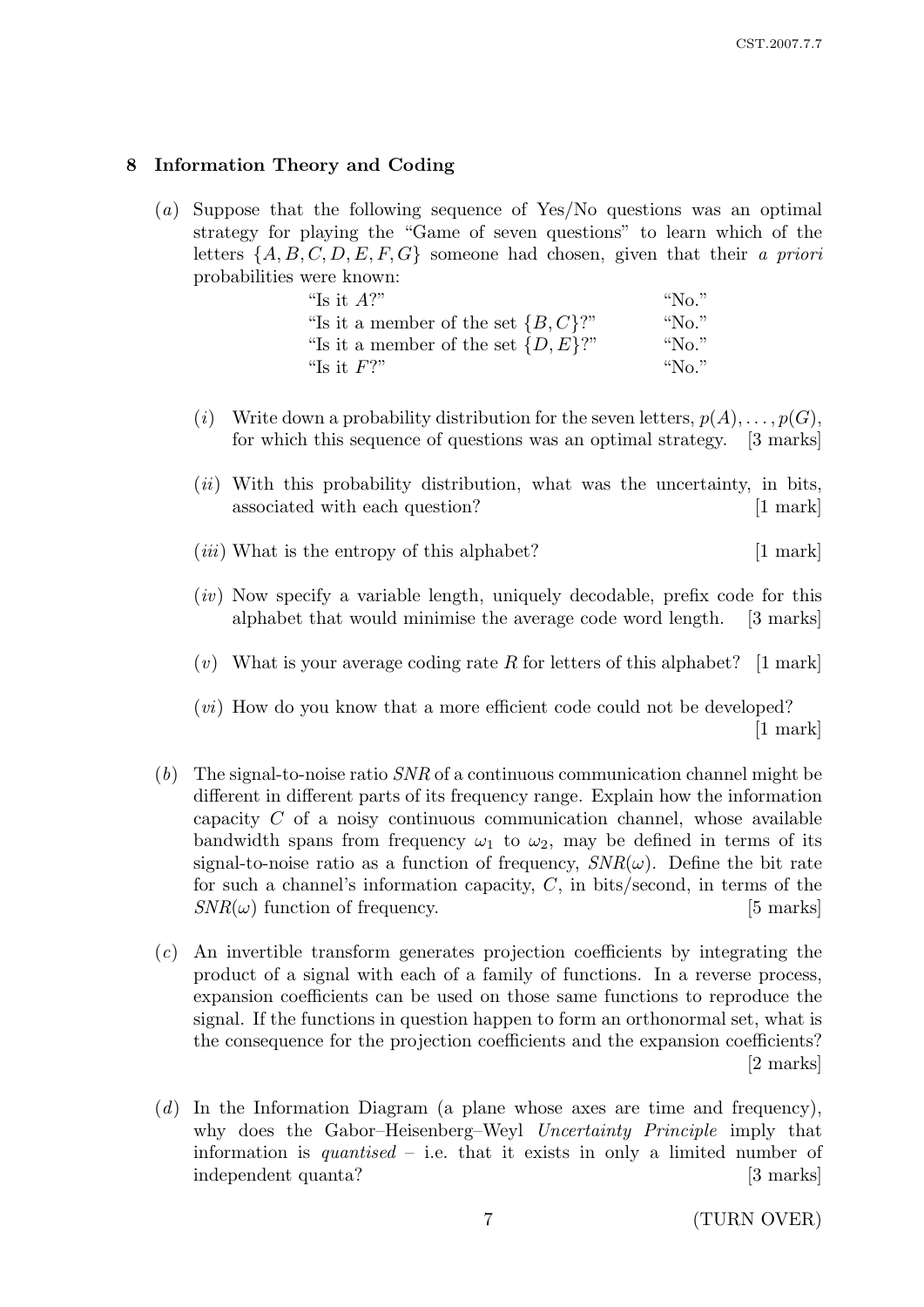## 8 Information Theory and Coding

(*a*) Suppose that the following sequence of Yes/No questions was an optimal strategy for playing the "Game of seven questions" to learn which of the letters $\{A, B, C, D, E, F, G\}$ someone had chosen, given that their *a priori* probabilities were known:

| | |
|---|---|
| "Is it $A$?" | "No." |
| "Is it a member of the set $\{B, C\}$?" | "No." |
| "Is it a member of the set $\{D, E\}$?" | "No." |
| "Is it $F$?" | "No." |

(*i*) Write down a probability distribution for the seven letters, $p(A), \ldots, p(G)$, for which this sequence of questions was an optimal strategy. [3 marks]

(*ii*) With this probability distribution, what was the uncertainty, in bits, associated with each question? [1 mark]

(*iii*) What is the entropy of this alphabet? [1 mark]

(*iv*) Now specify a variable length, uniquely decodable, prefix code for this alphabet that would minimise the average code word length. [3 marks]

(*v*) What is your average coding rate $R$ for letters of this alphabet? [1 mark]

(*vi*) How do you know that a more efficient code could not be developed? [1 mark]

(*b*) The signal-to-noise ratio *SNR* of a continuous communication channel might be different in different parts of its frequency range. Explain how the information capacity $C$ of a noisy continuous communication channel, whose available bandwidth spans from frequency $\omega_1$ to $\omega_2$, may be defined in terms of its signal-to-noise ratio as a function of frequency, $SNR(\omega)$. Define the bit rate for such a channel's information capacity, $C$, in bits/second, in terms of the $SNR(\omega)$ function of frequency. [5 marks]

(*c*) An invertible transform generates projection coefficients by integrating the product of a signal with each of a family of functions. In a reverse process, expansion coefficients can be used on those same functions to reproduce the signal. If the functions in question happen to form an orthonormal set, what is the consequence for the projection coefficients and the expansion coefficients? [2 marks]

(*d*) In the Information Diagram (a plane whose axes are time and frequency), why does the Gabor–Heisenberg–Weyl *Uncertainty Principle* imply that information is *quantised* – i.e. that it exists in only a limited number of independent quanta? [3 marks]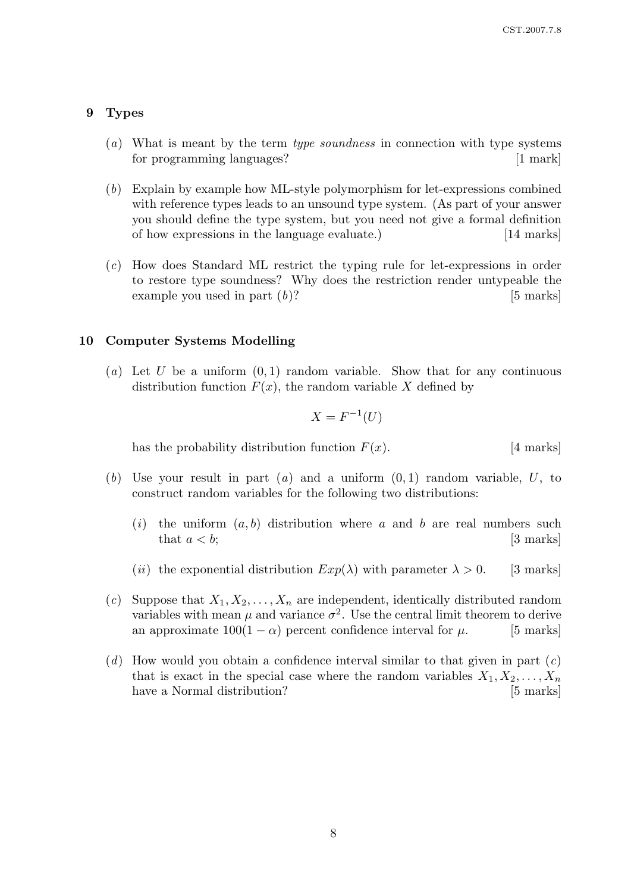## 9 Types

(*a*) What is meant by the term *type soundness* in connection with type systems for programming languages? [1 mark]

(*b*) Explain by example how ML-style polymorphism for let-expressions combined with reference types leads to an unsound type system. (As part of your answer you should define the type system, but you need not give a formal definition of how expressions in the language evaluate.) [14 marks]

(*c*) How does Standard ML restrict the typing rule for let-expressions in order to restore type soundness? Why does the restriction render untypeable the example you used in part (*b*)? [5 marks]

## 10 Computer Systems Modelling

(*a*) Let $U$ be a uniform $(0, 1)$ random variable. Show that for any continuous distribution function $F(x)$, the random variable $X$ defined by

$$X = F^{-1}(U)$$

has the probability distribution function $F(x)$. [4 marks]

(*b*) Use your result in part (*a*) and a uniform $(0, 1)$ random variable, $U$, to construct random variables for the following two distributions:

(*i*) the uniform $(a, b)$ distribution where $a$ and $b$ are real numbers such that $a < b$; [3 marks]

(*ii*) the exponential distribution $Exp(\lambda)$ with parameter $\lambda > 0$. [3 marks]

(*c*) Suppose that $X_1, X_2, \ldots, X_n$ are independent, identically distributed random variables with mean $\mu$ and variance $\sigma^2$. Use the central limit theorem to derive an approximate $100(1 - \alpha)$ percent confidence interval for $\mu$. [5 marks]

(*d*) How would you obtain a confidence interval similar to that given in part (*c*) that is exact in the special case where the random variables $X_1, X_2, \ldots, X_n$ have a Normal distribution? [5 marks]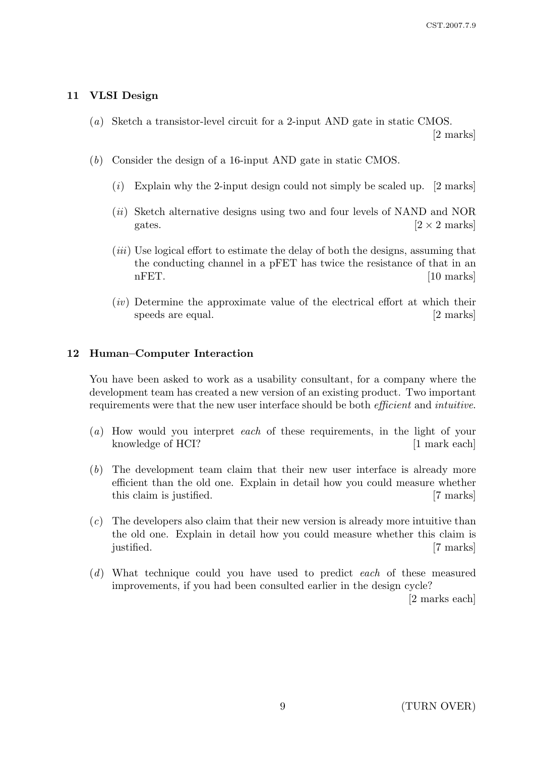## 11 VLSI Design

(*a*) Sketch a transistor-level circuit for a 2-input AND gate in static CMOS. [2 marks]

(*b*) Consider the design of a 16-input AND gate in static CMOS.

(*i*) Explain why the 2-input design could not simply be scaled up. [2 marks]

(*ii*) Sketch alternative designs using two and four levels of NAND and NOR gates. [2 × 2 marks]

(*iii*) Use logical effort to estimate the delay of both the designs, assuming that the conducting channel in a pFET has twice the resistance of that in an nFET. [10 marks]

(*iv*) Determine the approximate value of the electrical effort at which their speeds are equal. [2 marks]

## 12 Human–Computer Interaction

You have been asked to work as a usability consultant, for a company where the development team has created a new version of an existing product. Two important requirements were that the new user interface should be both *efficient* and *intuitive*.

(*a*) How would you interpret *each* of these requirements, in the light of your knowledge of HCI? [1 mark each]

(*b*) The development team claim that their new user interface is already more efficient than the old one. Explain in detail how you could measure whether this claim is justified. [7 marks]

(*c*) The developers also claim that their new version is already more intuitive than the old one. Explain in detail how you could measure whether this claim is justified. [7 marks]

(*d*) What technique could you have used to predict *each* of these measured improvements, if you had been consulted earlier in the design cycle? [2 marks each]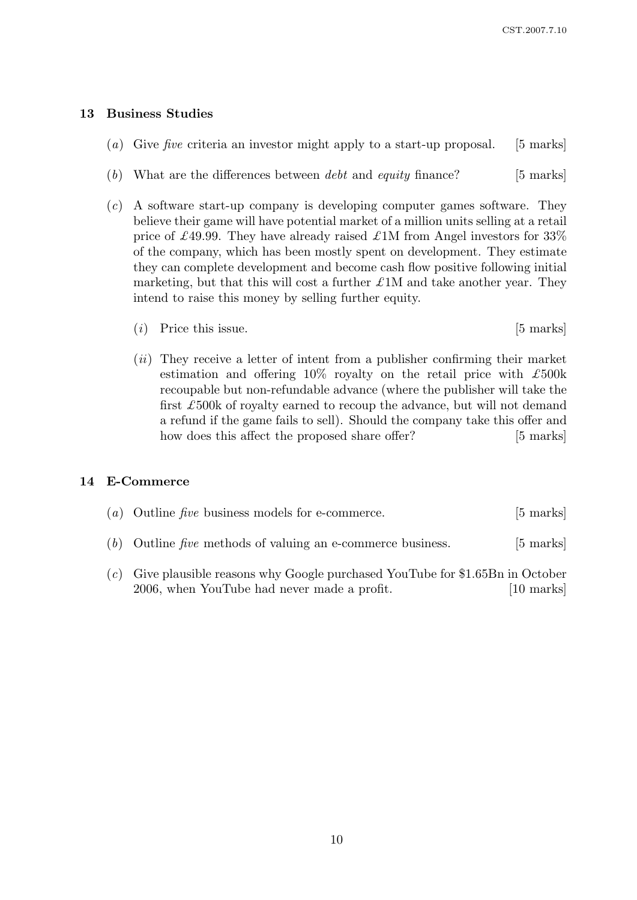## 13 Business Studies

(*a*) Give *five* criteria an investor might apply to a start-up proposal. [5 marks]

(*b*) What are the differences between *debt* and *equity* finance? [5 marks]

(*c*) A software start-up company is developing computer games software. They believe their game will have potential market of a million units selling at a retail price of £49.99. They have already raised £1M from Angel investors for 33% of the company, which has been mostly spent on development. They estimate they can complete development and become cash flow positive following initial marketing, but that this will cost a further £1M and take another year. They intend to raise this money by selling further equity.

(*i*) Price this issue. [5 marks]

(*ii*) They receive a letter of intent from a publisher confirming their market estimation and offering 10% royalty on the retail price with £500k recoupable but non-refundable advance (where the publisher will take the first £500k of royalty earned to recoup the advance, but will not demand a refund if the game fails to sell). Should the company take this offer and how does this affect the proposed share offer? [5 marks]

## 14 E-Commerce

(*a*) Outline *five* business models for e-commerce. [5 marks]

(*b*) Outline *five* methods of valuing an e-commerce business. [5 marks]

(*c*) Give plausible reasons why Google purchased YouTube for $1.65Bn in October 2006, when YouTube had never made a profit. [10 marks]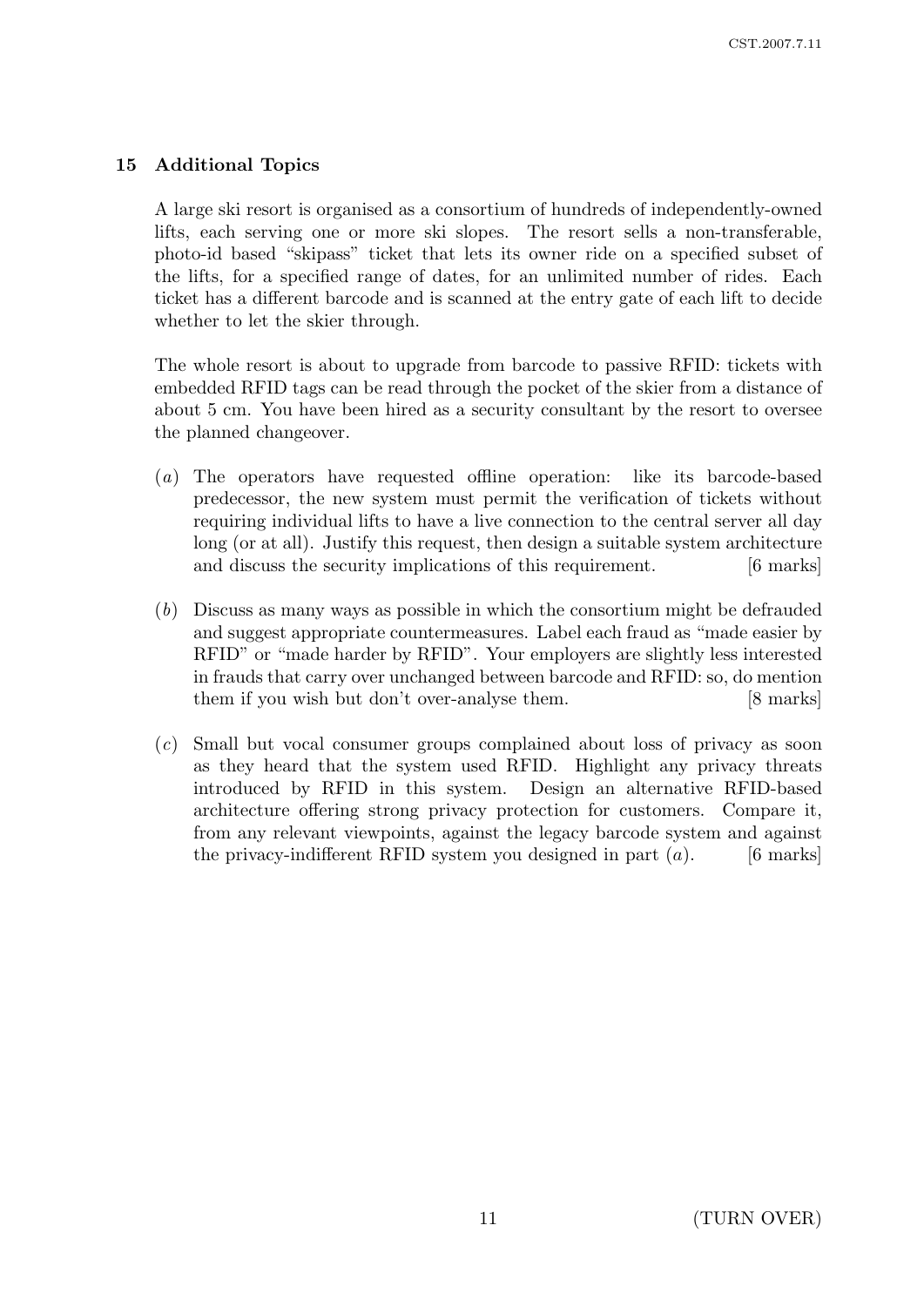## 15 Additional Topics

A large ski resort is organised as a consortium of hundreds of independently-owned lifts, each serving one or more ski slopes. The resort sells a non-transferable, photo-id based "skipass" ticket that lets its owner ride on a specified subset of the lifts, for a specified range of dates, for an unlimited number of rides. Each ticket has a different barcode and is scanned at the entry gate of each lift to decide whether to let the skier through.

The whole resort is about to upgrade from barcode to passive RFID: tickets with embedded RFID tags can be read through the pocket of the skier from a distance of about 5 cm. You have been hired as a security consultant by the resort to oversee the planned changeover.

(*a*) The operators have requested offline operation: like its barcode-based predecessor, the new system must permit the verification of tickets without requiring individual lifts to have a live connection to the central server all day long (or at all). Justify this request, then design a suitable system architecture and discuss the security implications of this requirement. [6 marks]

(*b*) Discuss as many ways as possible in which the consortium might be defrauded and suggest appropriate countermeasures. Label each fraud as "made easier by RFID" or "made harder by RFID". Your employers are slightly less interested in frauds that carry over unchanged between barcode and RFID: so, do mention them if you wish but don't over-analyse them. [8 marks]

(*c*) Small but vocal consumer groups complained about loss of privacy as soon as they heard that the system used RFID. Highlight any privacy threats introduced by RFID in this system. Design an alternative RFID-based architecture offering strong privacy protection for customers. Compare it, from any relevant viewpoints, against the legacy barcode system and against the privacy-indifferent RFID system you designed in part (*a*). [6 marks]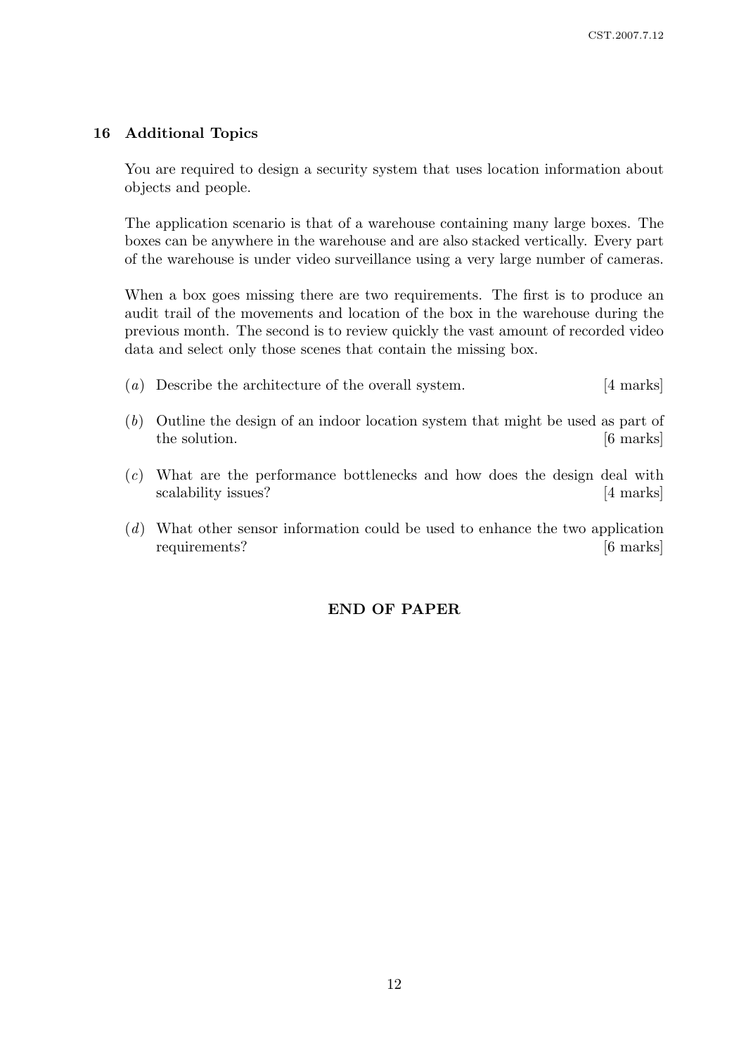## 16 Additional Topics

You are required to design a security system that uses location information about objects and people.

The application scenario is that of a warehouse containing many large boxes. The boxes can be anywhere in the warehouse and are also stacked vertically. Every part of the warehouse is under video surveillance using a very large number of cameras.

When a box goes missing there are two requirements. The first is to produce an audit trail of the movements and location of the box in the warehouse during the previous month. The second is to review quickly the vast amount of recorded video data and select only those scenes that contain the missing box.

(*a*) Describe the architecture of the overall system. [4 marks]

(*b*) Outline the design of an indoor location system that might be used as part of the solution. [6 marks]

(*c*) What are the performance bottlenecks and how does the design deal with scalability issues? [4 marks]

(*d*) What other sensor information could be used to enhance the two application requirements? [6 marks]

**END OF PAPER**